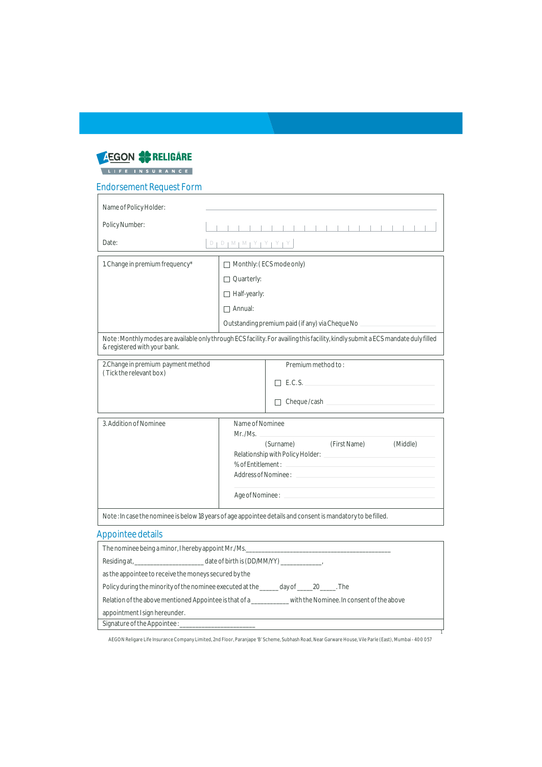AEGON RELIGARE LIFE INSURANCE

# Endorsement Request Form

Name of Policy Holder: ____________________

Policy Number: | | | | | | | | | | | | | | | | | | | | |

Date: D D M M Y Y Y Y

| 1. Change in premium frequency* | ☐ Monthly: ( ECS mode only) ☐ Quarterly: ☐ Half-yearly: ☐ Annual: Outstanding premium paid (if any) via Cheque No ____________ |
|---|---|

Note : Monthly modes are available only through ECS facility. For availing this facility, kindly submit a ECS mandate duly filled & registered with your bank.

| 2. Change in premium payment method ( Tick the relevant box ) | Premium method to : ☐ E.C.S. ____________ ☐ Cheque /cash ____________ |
|---|---|

| 3. Addition of Nominee | Name of Nominee Mr./Ms. ____________ (Surname) (First Name) (Middle) Relationship with Policy Holder: ____________ % of Entitlement : ____________ Address of Nominee : ____________ Age of Nominee : ____________ |
|---|---|

Note : In case the nominee is below 18 years of age appointee details and consent is mandatory to be filled.

## Appointee details

The nominee being a minor, I hereby appoint Mr./Ms.____________________________________________

Residing at,____________________ date of birth is (DD/MM/YY) ____________,

as the appointee to receive the moneys secured by the

Policy during the minority of the nominee executed at the _____ day of ____20_____.The

Relation of the above mentioned Appointee is that of a __________ with the Nominee. In consent of the above

appointment I sign hereunder.

Signature of the Appointee :______________________

AEGON Religare Life Insurance Company Limited, 2nd Floor, Paranjape 'B' Scheme, Subhash Road, Near Garware House, Vile Parle (East), Mumbai - 400 057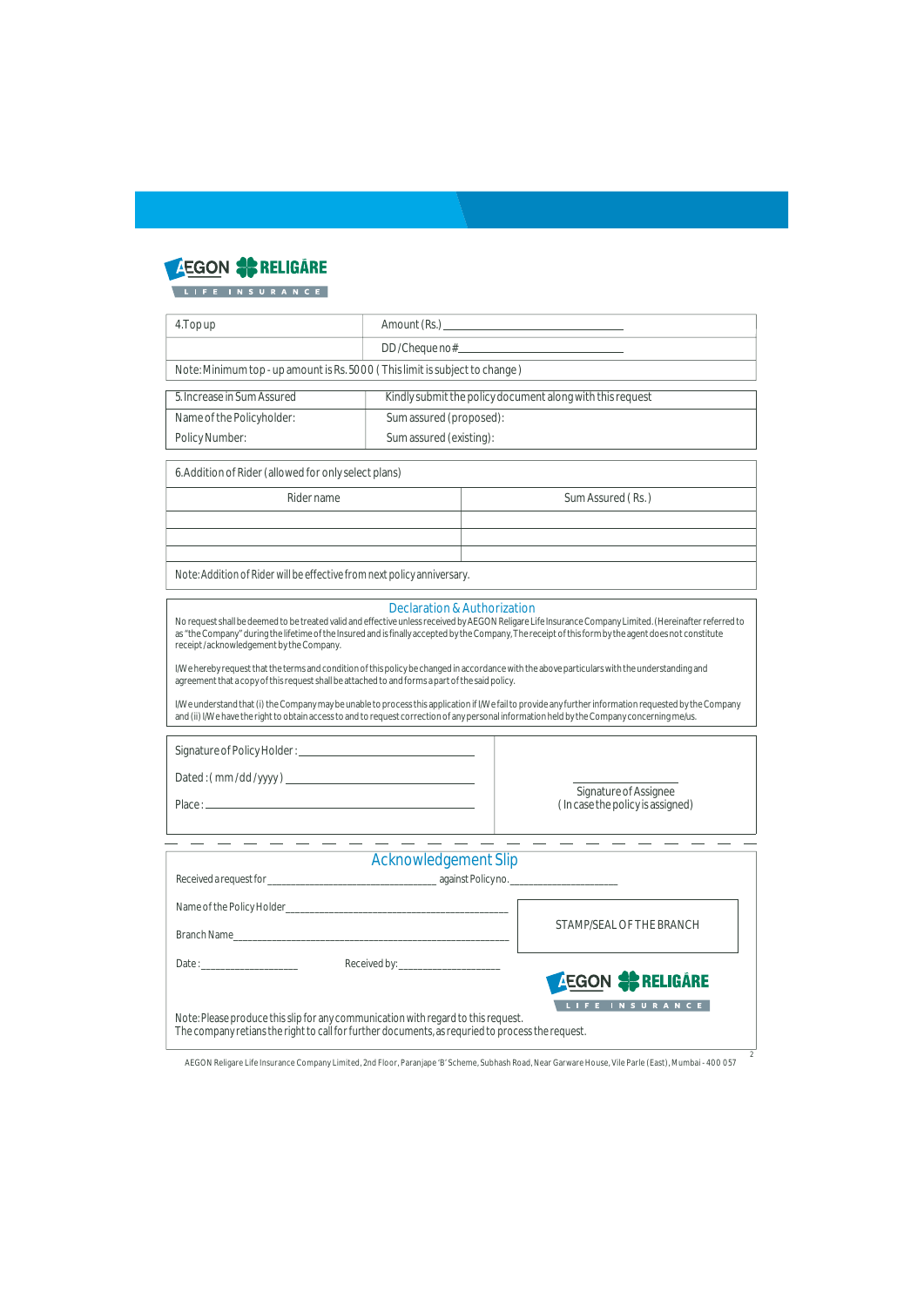AEGON RELIGARE
LIFE INSURANCE

| | |
|---|---|
| 4.Top up | Amount (Rs.) ___________________________ |
| | DD /Cheque no# ___________________________ |
| Note: Minimum top - up amount is Rs. 5000 ( This limit is subject to change ) | |

| | |
|---|---|
| 5. Increase in Sum Assured | Kindly submit the policy document along with this request |
| Name of the Policyholder: | Sum assured (proposed): |
| Policy Number: | Sum assured (existing): |

6.Addition of Rider (allowed for only select plans)

| Rider name | Sum Assured ( Rs. ) |
|---|---|
| | |
| | |
| | |

Note: Addition of Rider will be effective from next policy anniversary.

## Declaration & Authorization

No request shall be deemed to be treated valid and effective unless received by AEGON Religare Life Insurance Company Limited. (Hereinafter referred to as "the Company" during the lifetime of the Insured and is finally accepted by the Company, The receipt of this form by the agent does not constitute receipt / acknowledgement by the Company.

I/We hereby request that the terms and condition of this policy be changed in accordance with the above particulars with the understanding and agreement that a copy of this request shall be attached to and forms a part of the said policy.

I/We understand that (i) the Company may be unable to process this application if I/We fail to provide any further information requested by the Company and (ii) I/We have the right to obtain access to and to request correction of any personal information held by the Company concerning me/us.

Signature of Policy Holder : ___________________________

Dated : ( mm / dd / yyyy ) ___________________________

Place : ___________________________

___________________
Signature of Assignee
( In case the policy is assigned)

- - - - - - - - - - - - - - - - - - - - - - - - - - - - - - - - - - - - - - - - - - - - - - -

## Acknowledgement Slip

Received a request for ______________________________ against Policy no. ___________________

Name of the Policy Holder___________________________________________

Branch Name_____________________________________________________

Date : __________________ Received by: __________________

STAMP/SEAL OF THE BRANCH

AEGON RELIGARE
LIFE INSURANCE

Note: Please produce this slip for any communication with regard to this request.
The company retians the right to call for further documents, as requried to process the request.

AEGON Religare Life Insurance Company Limited, 2nd Floor, Paranjape 'B' Scheme, Subhash Road, Near Garware House, Vile Parle (East), Mumbai - 400 057